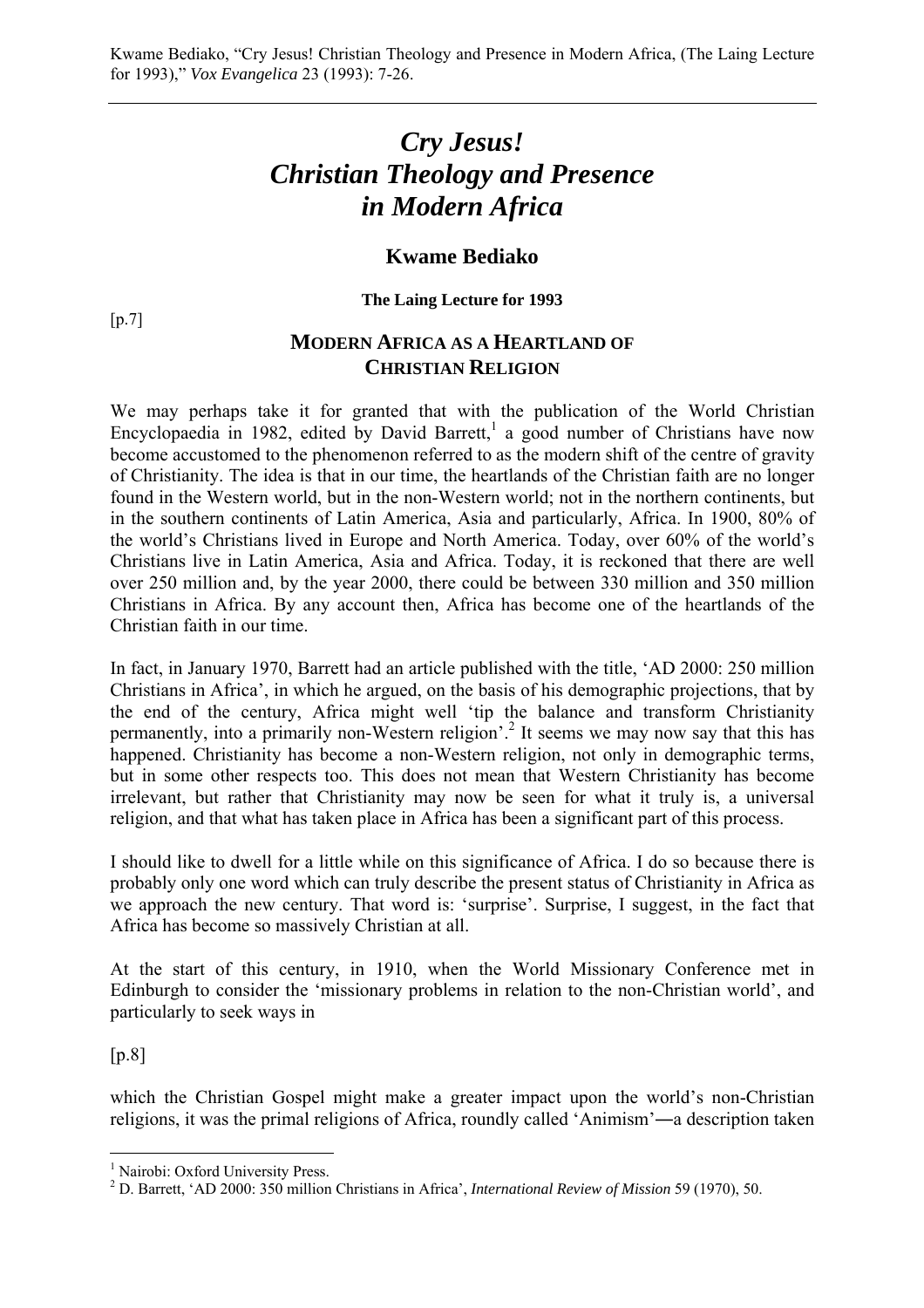Kwame Bediako, "Cry Jesus! Christian Theology and Presence in Modern Africa, (The Laing Lecture for 1993)," *Vox Evangelica* 23 (1993): 7-26.

# *Cry Jesus! Christian Theology and Presence in Modern Africa*

## Kwame Bediako

**The Laing Lecture for 1993**

[p.7]

### MODERN AFRICA AS A HEARTLAND OF CHRISTIAN RELIGION

We may perhaps take it for granted that with the publication of the World Christian Encyclopaedia in 1982, edited by David Barrett,[1] a good number of Christians have now become accustomed to the phenomenon referred to as the modern shift of the centre of gravity of Christianity. The idea is that in our time, the heartlands of the Christian faith are no longer found in the Western world, but in the non-Western world; not in the northern continents, but in the southern continents of Latin America, Asia and particularly, Africa. In 1900, 80% of the world's Christians lived in Europe and North America. Today, over 60% of the world's Christians live in Latin America, Asia and Africa. Today, it is reckoned that there are well over 250 million and, by the year 2000, there could be between 330 million and 350 million Christians in Africa. By any account then, Africa has become one of the heartlands of the Christian faith in our time.

In fact, in January 1970, Barrett had an article published with the title, 'AD 2000: 250 million Christians in Africa', in which he argued, on the basis of his demographic projections, that by the end of the century, Africa might well 'tip the balance and transform Christianity permanently, into a primarily non-Western religion'.[2] It seems we may now say that this has happened. Christianity has become a non-Western religion, not only in demographic terms, but in some other respects too. This does not mean that Western Christianity has become irrelevant, but rather that Christianity may now be seen for what it truly is, a universal religion, and that what has taken place in Africa has been a significant part of this process.

I should like to dwell for a little while on this significance of Africa. I do so because there is probably only one word which can truly describe the present status of Christianity in Africa as we approach the new century. That word is: 'surprise'. Surprise, I suggest, in the fact that Africa has become so massively Christian at all.

At the start of this century, in 1910, when the World Missionary Conference met in Edinburgh to consider the 'missionary problems in relation to the non-Christian world', and particularly to seek ways in

[p.8]

which the Christian Gospel might make a greater impact upon the world's non-Christian religions, it was the primal religions of Africa, roundly called 'Animism'―a description taken

---

[1] Nairobi: Oxford University Press.

[2] D. Barrett, 'AD 2000: 350 million Christians in Africa', *International Review of Mission* 59 (1970), 50.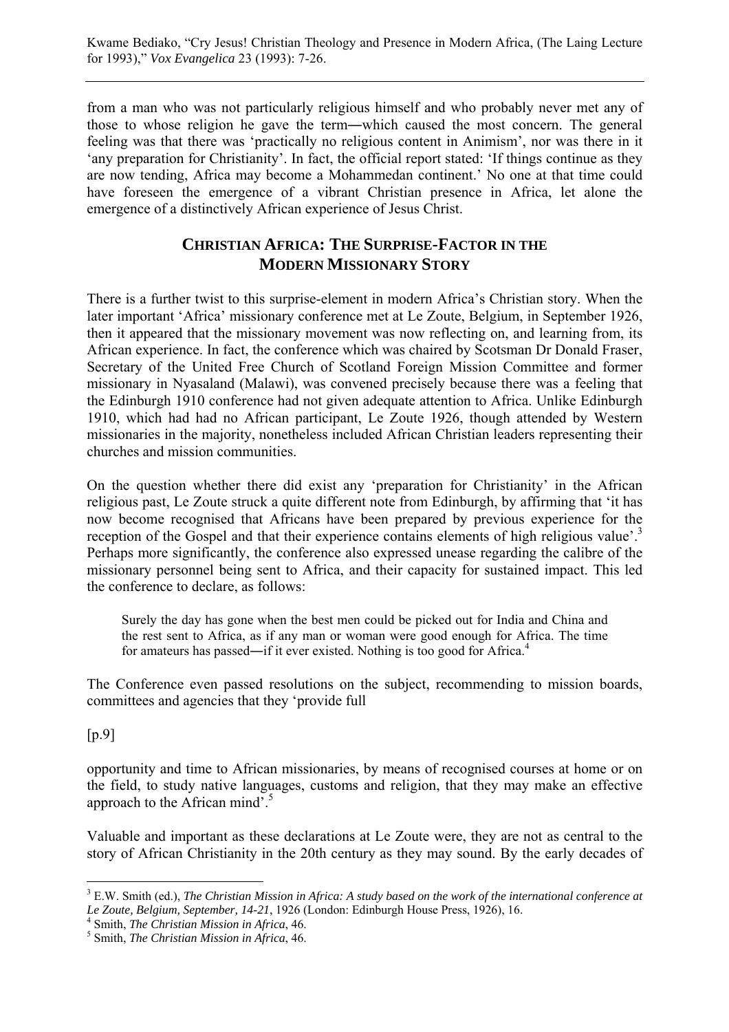from a man who was not particularly religious himself and who probably never met any of those to whose religion he gave the term―which caused the most concern. The general feeling was that there was 'practically no religious content in Animism', nor was there in it 'any preparation for Christianity'. In fact, the official report stated: 'If things continue as they are now tending, Africa may become a Mohammedan continent.' No one at that time could have foreseen the emergence of a vibrant Christian presence in Africa, let alone the emergence of a distinctively African experience of Jesus Christ.

## CHRISTIAN AFRICA: THE SURPRISE-FACTOR IN THE MODERN MISSIONARY STORY

There is a further twist to this surprise-element in modern Africa's Christian story. When the later important 'Africa' missionary conference met at Le Zoute, Belgium, in September 1926, then it appeared that the missionary movement was now reflecting on, and learning from, its African experience. In fact, the conference which was chaired by Scotsman Dr Donald Fraser, Secretary of the United Free Church of Scotland Foreign Mission Committee and former missionary in Nyasaland (Malawi), was convened precisely because there was a feeling that the Edinburgh 1910 conference had not given adequate attention to Africa. Unlike Edinburgh 1910, which had had no African participant, Le Zoute 1926, though attended by Western missionaries in the majority, nonetheless included African Christian leaders representing their churches and mission communities.

On the question whether there did exist any 'preparation for Christianity' in the African religious past, Le Zoute struck a quite different note from Edinburgh, by affirming that 'it has now become recognised that Africans have been prepared by previous experience for the reception of the Gospel and that their experience contains elements of high religious value'.[3] Perhaps more significantly, the conference also expressed unease regarding the calibre of the missionary personnel being sent to Africa, and their capacity for sustained impact. This led the conference to declare, as follows:

> Surely the day has gone when the best men could be picked out for India and China and the rest sent to Africa, as if any man or woman were good enough for Africa. The time for amateurs has passed―if it ever existed. Nothing is too good for Africa.[4]

The Conference even passed resolutions on the subject, recommending to mission boards, committees and agencies that they 'provide full

[p.9]

opportunity and time to African missionaries, by means of recognised courses at home or on the field, to study native languages, customs and religion, that they may make an effective approach to the African mind'.[5]

Valuable and important as these declarations at Le Zoute were, they are not as central to the story of African Christianity in the 20th century as they may sound. By the early decades of

---

[3] E.W. Smith (ed.), *The Christian Mission in Africa: A study based on the work of the international conference at Le Zoute, Belgium, September, 14-21*, 1926 (London: Edinburgh House Press, 1926), 16.

[4] Smith, *The Christian Mission in Africa*, 46.

[5] Smith, *The Christian Mission in Africa*, 46.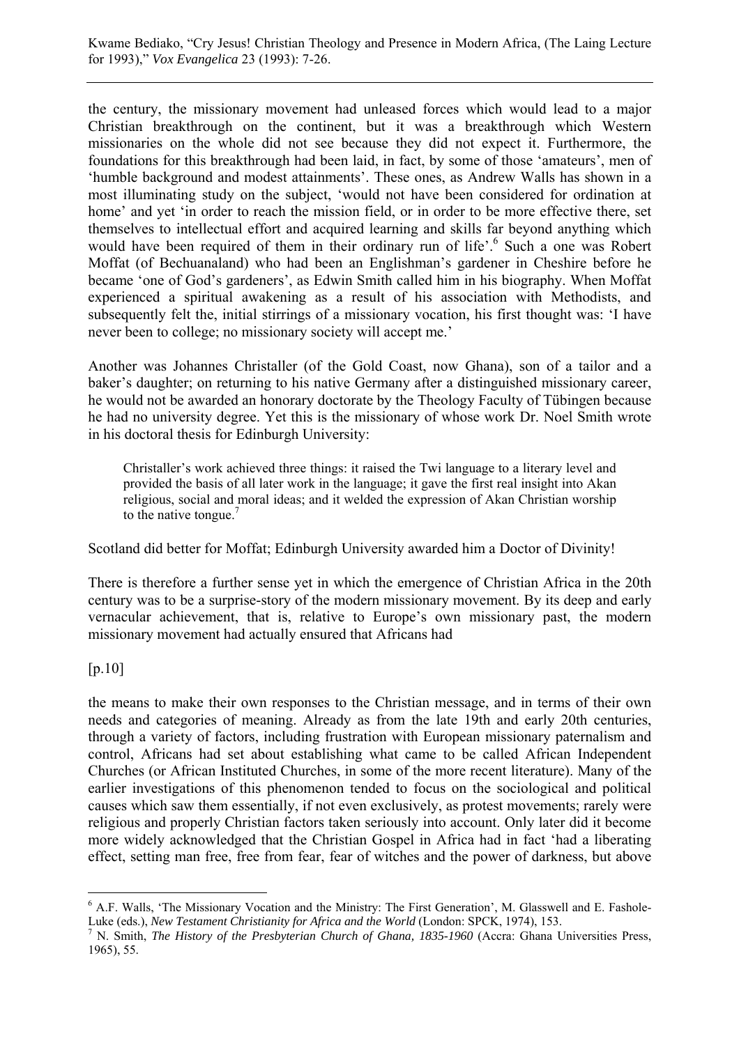the century, the missionary movement had unleased forces which would lead to a major Christian breakthrough on the continent, but it was a breakthrough which Western missionaries on the whole did not see because they did not expect it. Furthermore, the foundations for this breakthrough had been laid, in fact, by some of those 'amateurs', men of 'humble background and modest attainments'. These ones, as Andrew Walls has shown in a most illuminating study on the subject, 'would not have been considered for ordination at home' and yet 'in order to reach the mission field, or in order to be more effective there, set themselves to intellectual effort and acquired learning and skills far beyond anything which would have been required of them in their ordinary run of life'.[6] Such a one was Robert Moffat (of Bechuanaland) who had been an Englishman's gardener in Cheshire before he became 'one of God's gardeners', as Edwin Smith called him in his biography. When Moffat experienced a spiritual awakening as a result of his association with Methodists, and subsequently felt the, initial stirrings of a missionary vocation, his first thought was: 'I have never been to college; no missionary society will accept me.'

Another was Johannes Christaller (of the Gold Coast, now Ghana), son of a tailor and a baker's daughter; on returning to his native Germany after a distinguished missionary career, he would not be awarded an honorary doctorate by the Theology Faculty of Tübingen because he had no university degree. Yet this is the missionary of whose work Dr. Noel Smith wrote in his doctoral thesis for Edinburgh University:

> Christaller's work achieved three things: it raised the Twi language to a literary level and provided the basis of all later work in the language; it gave the first real insight into Akan religious, social and moral ideas; and it welded the expression of Akan Christian worship to the native tongue.[7]

Scotland did better for Moffat; Edinburgh University awarded him a Doctor of Divinity!

There is therefore a further sense yet in which the emergence of Christian Africa in the 20th century was to be a surprise-story of the modern missionary movement. By its deep and early vernacular achievement, that is, relative to Europe's own missionary past, the modern missionary movement had actually ensured that Africans had

[p.10]

the means to make their own responses to the Christian message, and in terms of their own needs and categories of meaning. Already as from the late 19th and early 20th centuries, through a variety of factors, including frustration with European missionary paternalism and control, Africans had set about establishing what came to be called African Independent Churches (or African Instituted Churches, in some of the more recent literature). Many of the earlier investigations of this phenomenon tended to focus on the sociological and political causes which saw them essentially, if not even exclusively, as protest movements; rarely were religious and properly Christian factors taken seriously into account. Only later did it become more widely acknowledged that the Christian Gospel in Africa had in fact 'had a liberating effect, setting man free, free from fear, fear of witches and the power of darkness, but above

---

[6] A.F. Walls, 'The Missionary Vocation and the Ministry: The First Generation', M. Glasswell and E. Fashole-Luke (eds.), *New Testament Christianity for Africa and the World* (London: SPCK, 1974), 153.

[7] N. Smith, *The History of the Presbyterian Church of Ghana, 1835-1960* (Accra: Ghana Universities Press, 1965), 55.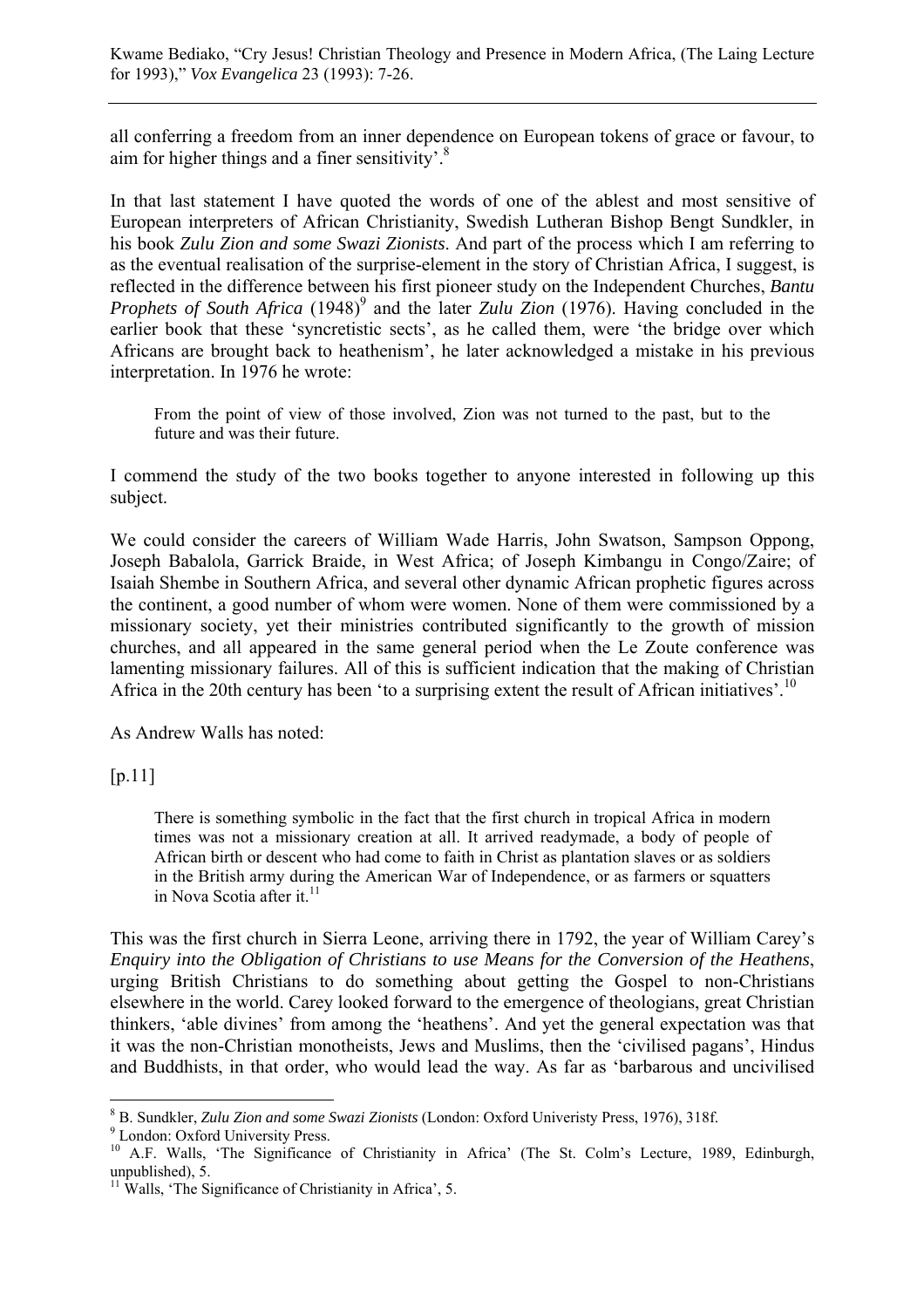all conferring a freedom from an inner dependence on European tokens of grace or favour, to aim for higher things and a finer sensitivity'.[8]

In that last statement I have quoted the words of one of the ablest and most sensitive of European interpreters of African Christianity, Swedish Lutheran Bishop Bengt Sundkler, in his book *Zulu Zion and some Swazi Zionists*. And part of the process which I am referring to as the eventual realisation of the surprise-element in the story of Christian Africa, I suggest, is reflected in the difference between his first pioneer study on the Independent Churches, *Bantu Prophets of South Africa* (1948)[9] and the later *Zulu Zion* (1976). Having concluded in the earlier book that these 'syncretistic sects', as he called them, were 'the bridge over which Africans are brought back to heathenism', he later acknowledged a mistake in his previous interpretation. In 1976 he wrote:

> From the point of view of those involved, Zion was not turned to the past, but to the future and was their future.

I commend the study of the two books together to anyone interested in following up this subject.

We could consider the careers of William Wade Harris, John Swatson, Sampson Oppong, Joseph Babalola, Garrick Braide, in West Africa; of Joseph Kimbangu in Congo/Zaire; of Isaiah Shembe in Southern Africa, and several other dynamic African prophetic figures across the continent, a good number of whom were women. None of them were commissioned by a missionary society, yet their ministries contributed significantly to the growth of mission churches, and all appeared in the same general period when the Le Zoute conference was lamenting missionary failures. All of this is sufficient indication that the making of Christian Africa in the 20th century has been 'to a surprising extent the result of African initiatives'.[10]

As Andrew Walls has noted:

[p.11]

> There is something symbolic in the fact that the first church in tropical Africa in modern times was not a missionary creation at all. It arrived readymade, a body of people of African birth or descent who had come to faith in Christ as plantation slaves or as soldiers in the British army during the American War of Independence, or as farmers or squatters in Nova Scotia after it.[11]

This was the first church in Sierra Leone, arriving there in 1792, the year of William Carey's *Enquiry into the Obligation of Christians to use Means for the Conversion of the Heathens*, urging British Christians to do something about getting the Gospel to non-Christians elsewhere in the world. Carey looked forward to the emergence of theologians, great Christian thinkers, 'able divines' from among the 'heathens'. And yet the general expectation was that it was the non-Christian monotheists, Jews and Muslims, then the 'civilised pagans', Hindus and Buddhists, in that order, who would lead the way. As far as 'barbarous and uncivilised

---

[8] B. Sundkler, *Zulu Zion and some Swazi Zionists* (London: Oxford Univeristy Press, 1976), 318f.

[9] London: Oxford University Press.

[10] A.F. Walls, 'The Significance of Christianity in Africa' (The St. Colm's Lecture, 1989, Edinburgh, unpublished), 5.

[11] Walls, 'The Significance of Christianity in Africa', 5.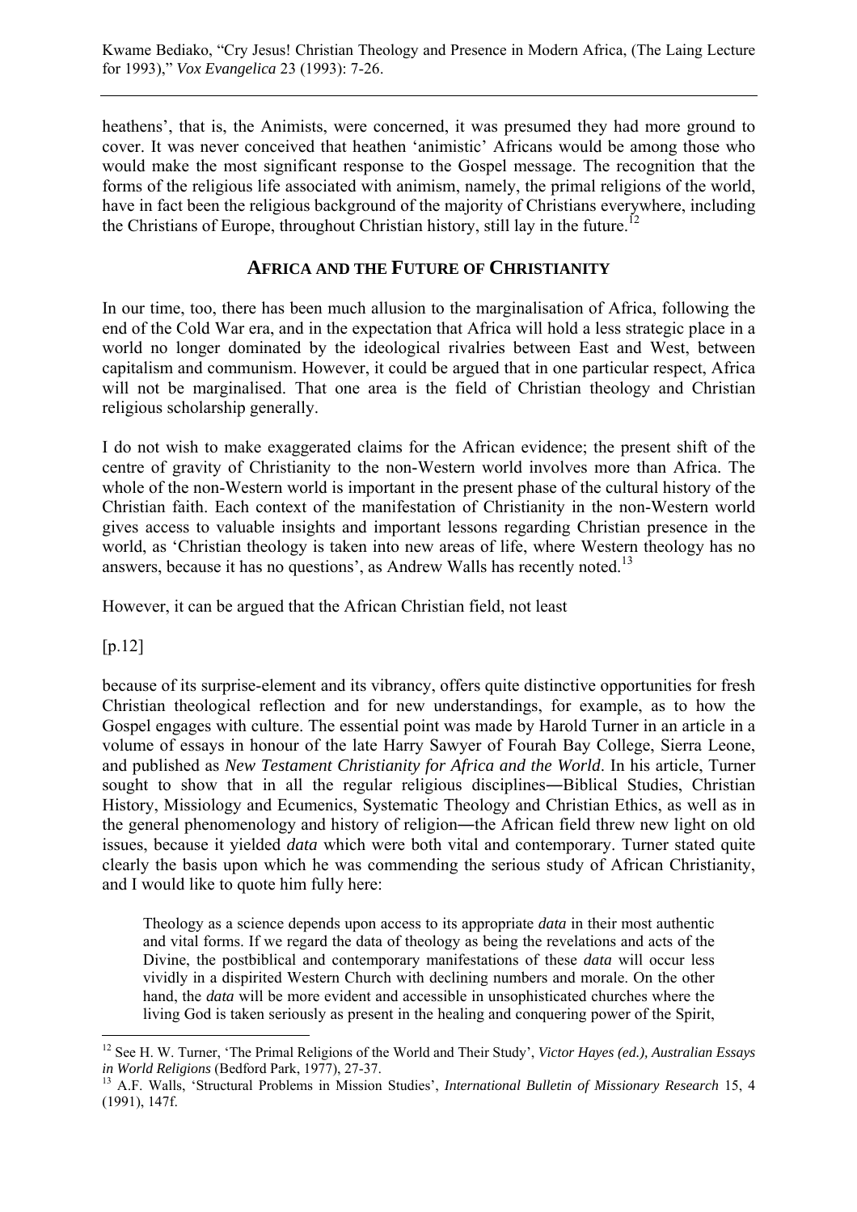heathens', that is, the Animists, were concerned, it was presumed they had more ground to cover. It was never conceived that heathen 'animistic' Africans would be among those who would make the most significant response to the Gospel message. The recognition that the forms of the religious life associated with animism, namely, the primal religions of the world, have in fact been the religious background of the majority of Christians everywhere, including the Christians of Europe, throughout Christian history, still lay in the future.[12]

## AFRICA AND THE FUTURE OF CHRISTIANITY

In our time, too, there has been much allusion to the marginalisation of Africa, following the end of the Cold War era, and in the expectation that Africa will hold a less strategic place in a world no longer dominated by the ideological rivalries between East and West, between capitalism and communism. However, it could be argued that in one particular respect, Africa will not be marginalised. That one area is the field of Christian theology and Christian religious scholarship generally.

I do not wish to make exaggerated claims for the African evidence; the present shift of the centre of gravity of Christianity to the non-Western world involves more than Africa. The whole of the non-Western world is important in the present phase of the cultural history of the Christian faith. Each context of the manifestation of Christianity in the non-Western world gives access to valuable insights and important lessons regarding Christian presence in the world, as 'Christian theology is taken into new areas of life, where Western theology has no answers, because it has no questions', as Andrew Walls has recently noted.[13]

However, it can be argued that the African Christian field, not least

[p.12]

because of its surprise-element and its vibrancy, offers quite distinctive opportunities for fresh Christian theological reflection and for new understandings, for example, as to how the Gospel engages with culture. The essential point was made by Harold Turner in an article in a volume of essays in honour of the late Harry Sawyer of Fourah Bay College, Sierra Leone, and published as *New Testament Christianity for Africa and the World*. In his article, Turner sought to show that in all the regular religious disciplines―Biblical Studies, Christian History, Missiology and Ecumenics, Systematic Theology and Christian Ethics, as well as in the general phenomenology and history of religion―the African field threw new light on old issues, because it yielded *data* which were both vital and contemporary. Turner stated quite clearly the basis upon which he was commending the serious study of African Christianity, and I would like to quote him fully here:

> Theology as a science depends upon access to its appropriate *data* in their most authentic and vital forms. If we regard the data of theology as being the revelations and acts of the Divine, the postbiblical and contemporary manifestations of these *data* will occur less vividly in a dispirited Western Church with declining numbers and morale. On the other hand, the *data* will be more evident and accessible in unsophisticated churches where the living God is taken seriously as present in the healing and conquering power of the Spirit,

---

[12] See H. W. Turner, 'The Primal Religions of the World and Their Study', *Victor Hayes (ed.), Australian Essays in World Religions* (Bedford Park, 1977), 27-37.

[13] A.F. Walls, 'Structural Problems in Mission Studies', *International Bulletin of Missionary Research* 15, 4 (1991), 147f.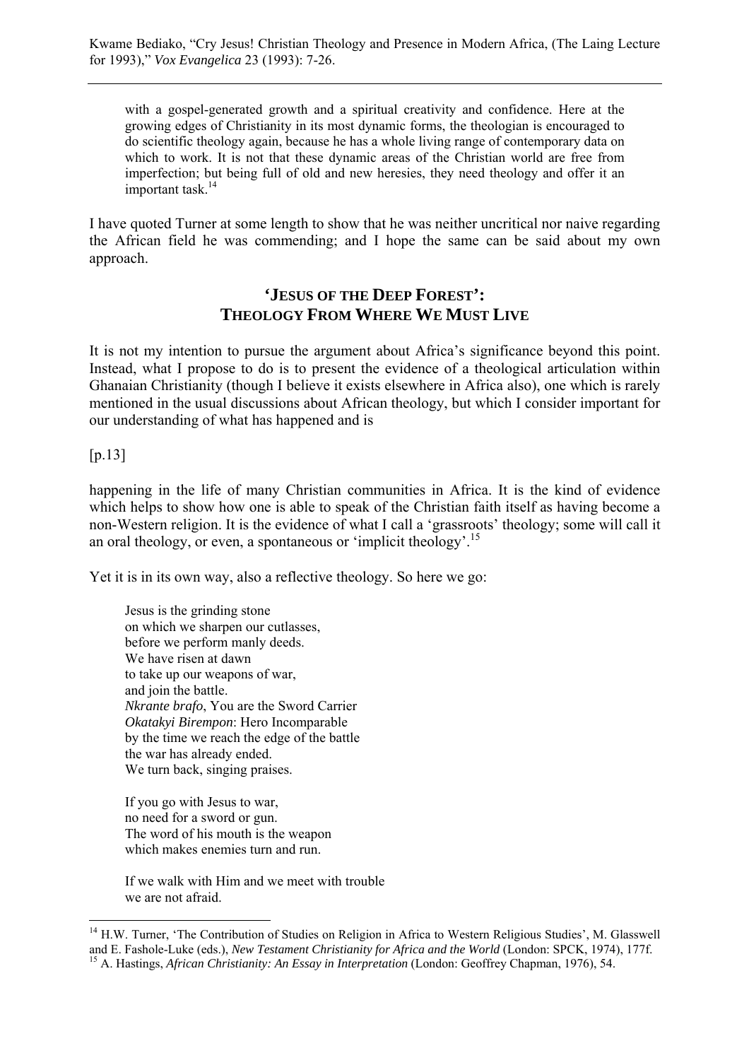> with a gospel-generated growth and a spiritual creativity and confidence. Here at the growing edges of Christianity in its most dynamic forms, the theologian is encouraged to do scientific theology again, because he has a whole living range of contemporary data on which to work. It is not that these dynamic areas of the Christian world are free from imperfection; but being full of old and new heresies, they need theology and offer it an important task.[14]

I have quoted Turner at some length to show that he was neither uncritical nor naive regarding the African field he was commending; and I hope the same can be said about my own approach.

## 'JESUS OF THE DEEP FOREST': THEOLOGY FROM WHERE WE MUST LIVE

It is not my intention to pursue the argument about Africa's significance beyond this point. Instead, what I propose to do is to present the evidence of a theological articulation within Ghanaian Christianity (though I believe it exists elsewhere in Africa also), one which is rarely mentioned in the usual discussions about African theology, but which I consider important for our understanding of what has happened and is

[p.13]

happening in the life of many Christian communities in Africa. It is the kind of evidence which helps to show how one is able to speak of the Christian faith itself as having become a non-Western religion. It is the evidence of what I call a 'grassroots' theology; some will call it an oral theology, or even, a spontaneous or 'implicit theology'.[15]

Yet it is in its own way, also a reflective theology. So here we go:

> Jesus is the grinding stone
> on which we sharpen our cutlasses,
> before we perform manly deeds.
> We have risen at dawn
> to take up our weapons of war,
> and join the battle.
> *Nkrante brafo*, You are the Sword Carrier
> *Okatakyi Birempon*: Hero Incomparable
> by the time we reach the edge of the battle
> the war has already ended.
> We turn back, singing praises.
>
> If you go with Jesus to war,
> no need for a sword or gun.
> The word of his mouth is the weapon
> which makes enemies turn and run.
>
> If we walk with Him and we meet with trouble
> we are not afraid.

---

[14] H.W. Turner, 'The Contribution of Studies on Religion in Africa to Western Religious Studies', M. Glasswell and E. Fashole-Luke (eds.), *New Testament Christianity for Africa and the World* (London: SPCK, 1974), 177f.

[15] A. Hastings, *African Christianity: An Essay in Interpretation* (London: Geoffrey Chapman, 1976), 54.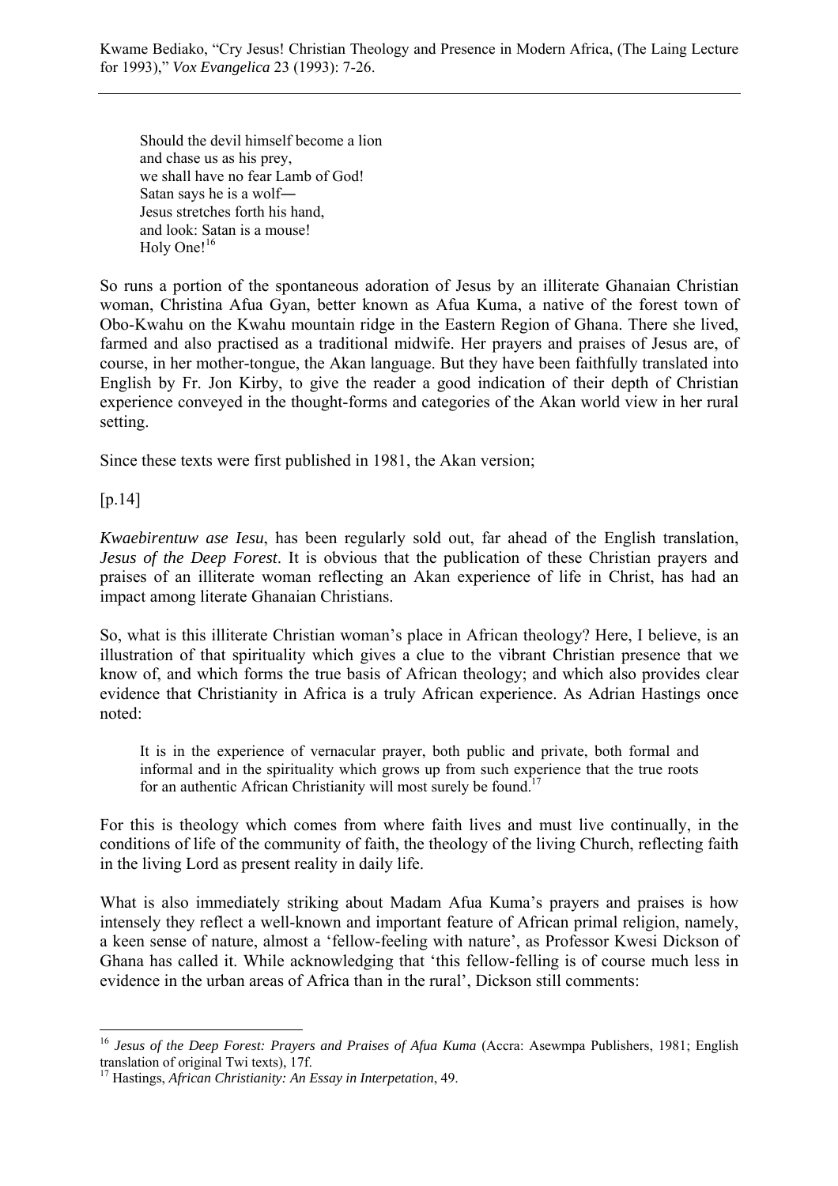> Should the devil himself become a lion
> and chase us as his prey,
> we shall have no fear Lamb of God!
> Satan says he is a wolf—
> Jesus stretches forth his hand,
> and look: Satan is a mouse!
> Holy One![16]

So runs a portion of the spontaneous adoration of Jesus by an illiterate Ghanaian Christian woman, Christina Afua Gyan, better known as Afua Kuma, a native of the forest town of Obo-Kwahu on the Kwahu mountain ridge in the Eastern Region of Ghana. There she lived, farmed and also practised as a traditional midwife. Her prayers and praises of Jesus are, of course, in her mother-tongue, the Akan language. But they have been faithfully translated into English by Fr. Jon Kirby, to give the reader a good indication of their depth of Christian experience conveyed in the thought-forms and categories of the Akan world view in her rural setting.

Since these texts were first published in 1981, the Akan version;

[p.14]

*Kwaebirentuw ase Iesu*, has been regularly sold out, far ahead of the English translation, *Jesus of the Deep Forest*. It is obvious that the publication of these Christian prayers and praises of an illiterate woman reflecting an Akan experience of life in Christ, has had an impact among literate Ghanaian Christians.

So, what is this illiterate Christian woman's place in African theology? Here, I believe, is an illustration of that spirituality which gives a clue to the vibrant Christian presence that we know of, and which forms the true basis of African theology; and which also provides clear evidence that Christianity in Africa is a truly African experience. As Adrian Hastings once noted:

> It is in the experience of vernacular prayer, both public and private, both formal and informal and in the spirituality which grows up from such experience that the true roots for an authentic African Christianity will most surely be found.[17]

For this is theology which comes from where faith lives and must live continually, in the conditions of life of the community of faith, the theology of the living Church, reflecting faith in the living Lord as present reality in daily life.

What is also immediately striking about Madam Afua Kuma's prayers and praises is how intensely they reflect a well-known and important feature of African primal religion, namely, a keen sense of nature, almost a 'fellow-feeling with nature', as Professor Kwesi Dickson of Ghana has called it. While acknowledging that 'this fellow-felling is of course much less in evidence in the urban areas of Africa than in the rural', Dickson still comments:

---

[16] *Jesus of the Deep Forest: Prayers and Praises of Afua Kuma* (Accra: Asewmpa Publishers, 1981; English translation of original Twi texts), 17f.

[17] Hastings, *African Christianity: An Essay in Interpetation*, 49.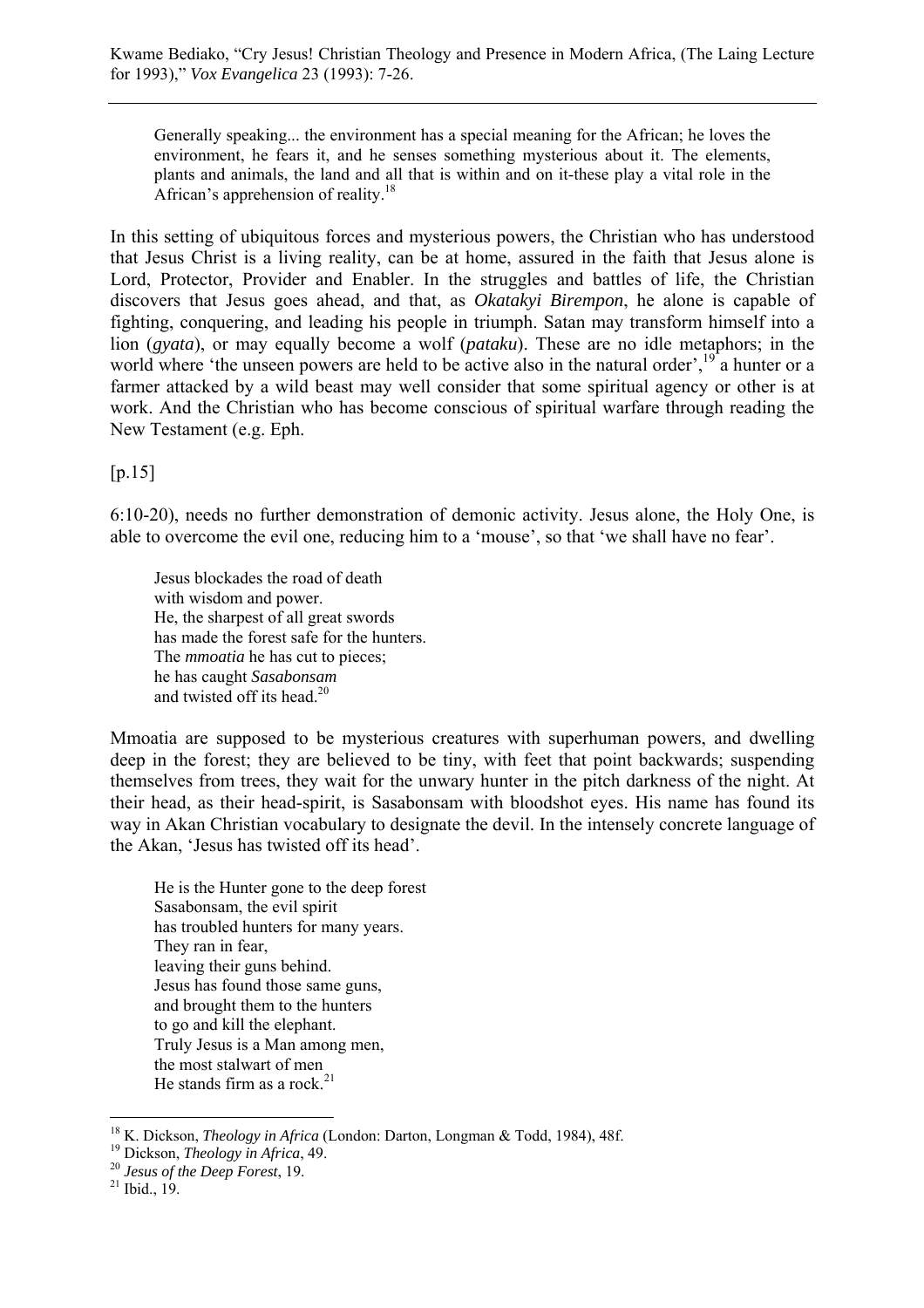> Generally speaking... the environment has a special meaning for the African; he loves the environment, he fears it, and he senses something mysterious about it. The elements, plants and animals, the land and all that is within and on it-these play a vital role in the African's apprehension of reality.[18]

In this setting of ubiquitous forces and mysterious powers, the Christian who has understood that Jesus Christ is a living reality, can be at home, assured in the faith that Jesus alone is Lord, Protector, Provider and Enabler. In the struggles and battles of life, the Christian discovers that Jesus goes ahead, and that, as *Okatakyi Birempon*, he alone is capable of fighting, conquering, and leading his people in triumph. Satan may transform himself into a lion (*gyata*), or may equally become a wolf (*pataku*). These are no idle metaphors; in the world where 'the unseen powers are held to be active also in the natural order',[19] a hunter or a farmer attacked by a wild beast may well consider that some spiritual agency or other is at work. And the Christian who has become conscious of spiritual warfare through reading the New Testament (e.g. Eph.

[p.15]

6:10-20), needs no further demonstration of demonic activity. Jesus alone, the Holy One, is able to overcome the evil one, reducing him to a 'mouse', so that 'we shall have no fear'.

> Jesus blockades the road of death  
> with wisdom and power.  
> He, the sharpest of all great swords  
> has made the forest safe for the hunters.  
> The *mmoatia* he has cut to pieces;  
> he has caught *Sasabonsam*  
> and twisted off its head.[20]

Mmoatia are supposed to be mysterious creatures with superhuman powers, and dwelling deep in the forest; they are believed to be tiny, with feet that point backwards; suspending themselves from trees, they wait for the unwary hunter in the pitch darkness of the night. At their head, as their head-spirit, is Sasabonsam with bloodshot eyes. His name has found its way in Akan Christian vocabulary to designate the devil. In the intensely concrete language of the Akan, 'Jesus has twisted off its head'.

> He is the Hunter gone to the deep forest  
> Sasabonsam, the evil spirit  
> has troubled hunters for many years.  
> They ran in fear,  
> leaving their guns behind.  
> Jesus has found those same guns,  
> and brought them to the hunters  
> to go and kill the elephant.  
> Truly Jesus is a Man among men,  
> the most stalwart of men  
> He stands firm as a rock.[21]

---

[18] K. Dickson, *Theology in Africa* (London: Darton, Longman & Todd, 1984), 48f.

[19] Dickson, *Theology in Africa*, 49.

[20] *Jesus of the Deep Forest*, 19.

[21] Ibid., 19.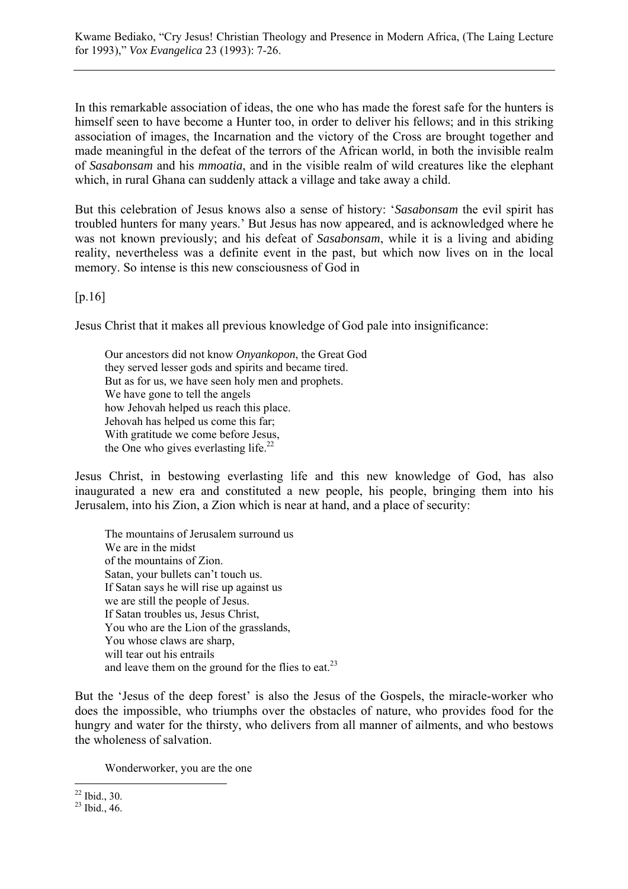In this remarkable association of ideas, the one who has made the forest safe for the hunters is himself seen to have become a Hunter too, in order to deliver his fellows; and in this striking association of images, the Incarnation and the victory of the Cross are brought together and made meaningful in the defeat of the terrors of the African world, in both the invisible realm of *Sasabonsam* and his *mmoatia*, and in the visible realm of wild creatures like the elephant which, in rural Ghana can suddenly attack a village and take away a child.

But this celebration of Jesus knows also a sense of history: '*Sasabonsam* the evil spirit has troubled hunters for many years.' But Jesus has now appeared, and is acknowledged where he was not known previously; and his defeat of *Sasabonsam*, while it is a living and abiding reality, nevertheless was a definite event in the past, but which now lives on in the local memory. So intense is this new consciousness of God in

[p.16]

Jesus Christ that it makes all previous knowledge of God pale into insignificance:

> Our ancestors did not know *Onyankopon*, the Great God
> they served lesser gods and spirits and became tired.
> But as for us, we have seen holy men and prophets.
> We have gone to tell the angels
> how Jehovah helped us reach this place.
> Jehovah has helped us come this far;
> With gratitude we come before Jesus,
> the One who gives everlasting life.[22]

Jesus Christ, in bestowing everlasting life and this new knowledge of God, has also inaugurated a new era and constituted a new people, his people, bringing them into his Jerusalem, into his Zion, a Zion which is near at hand, and a place of security:

> The mountains of Jerusalem surround us
> We are in the midst
> of the mountains of Zion.
> Satan, your bullets can't touch us.
> If Satan says he will rise up against us
> we are still the people of Jesus.
> If Satan troubles us, Jesus Christ,
> You who are the Lion of the grasslands,
> You whose claws are sharp,
> will tear out his entrails
> and leave them on the ground for the flies to eat.[23]

But the 'Jesus of the deep forest' is also the Jesus of the Gospels, the miracle-worker who does the impossible, who triumphs over the obstacles of nature, who provides food for the hungry and water for the thirsty, who delivers from all manner of ailments, and who bestows the wholeness of salvation.

> Wonderworker, you are the one

[22] Ibid., 30.
[23] Ibid., 46.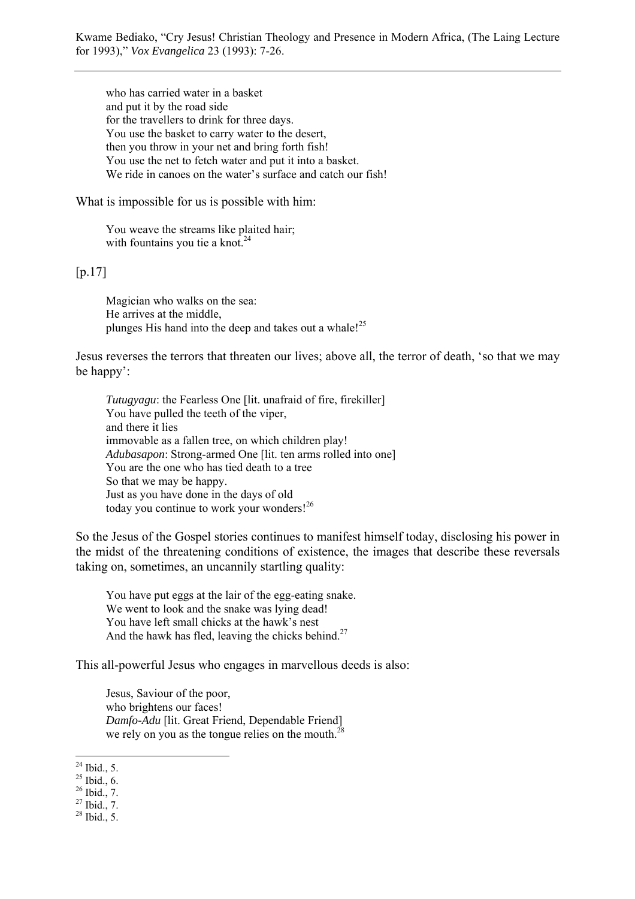> who has carried water in a basket
> and put it by the road side
> for the travellers to drink for three days.
> You use the basket to carry water to the desert,
> then you throw in your net and bring forth fish!
> You use the net to fetch water and put it into a basket.
> We ride in canoes on the water's surface and catch our fish!

What is impossible for us is possible with him:

> You weave the streams like plaited hair;
> with fountains you tie a knot.[24]

[p.17]

> Magician who walks on the sea:
> He arrives at the middle,
> plunges His hand into the deep and takes out a whale![25]

Jesus reverses the terrors that threaten our lives; above all, the terror of death, 'so that we may be happy':

> *Tutugyagu*: the Fearless One [lit. unafraid of fire, firekiller]
> You have pulled the teeth of the viper,
> and there it lies
> immovable as a fallen tree, on which children play!
> *Adubasapon*: Strong-armed One [lit. ten arms rolled into one]
> You are the one who has tied death to a tree
> So that we may be happy.
> Just as you have done in the days of old
> today you continue to work your wonders![26]

So the Jesus of the Gospel stories continues to manifest himself today, disclosing his power in the midst of the threatening conditions of existence, the images that describe these reversals taking on, sometimes, an uncannily startling quality:

> You have put eggs at the lair of the egg-eating snake.
> We went to look and the snake was lying dead!
> You have left small chicks at the hawk's nest
> And the hawk has fled, leaving the chicks behind.[27]

This all-powerful Jesus who engages in marvellous deeds is also:

> Jesus, Saviour of the poor,
> who brightens our faces!
> *Damfo-Adu* [lit. Great Friend, Dependable Friend]
> we rely on you as the tongue relies on the mouth.[28]

---

[24] Ibid., 5.
[25] Ibid., 6.
[26] Ibid., 7.
[27] Ibid., 7.
[28] Ibid., 5.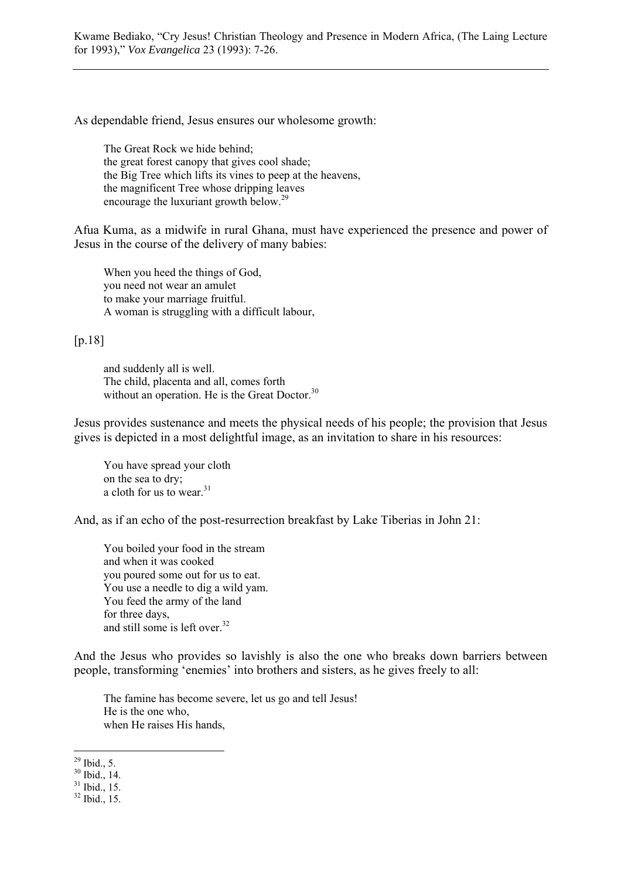As dependable friend, Jesus ensures our wholesome growth:

> The Great Rock we hide behind;
> the great forest canopy that gives cool shade;
> the Big Tree which lifts its vines to peep at the heavens,
> the magnificent Tree whose dripping leaves
> encourage the luxuriant growth below.[29]

Afua Kuma, as a midwife in rural Ghana, must have experienced the presence and power of Jesus in the course of the delivery of many babies:

> When you heed the things of God,
> you need not wear an amulet
> to make your marriage fruitful.
> A woman is struggling with a difficult labour,

[p.18]

> and suddenly all is well.
> The child, placenta and all, comes forth
> without an operation. He is the Great Doctor.[30]

Jesus provides sustenance and meets the physical needs of his people; the provision that Jesus gives is depicted in a most delightful image, as an invitation to share in his resources:

> You have spread your cloth
> on the sea to dry;
> a cloth for us to wear.[31]

And, as if an echo of the post-resurrection breakfast by Lake Tiberias in John 21:

> You boiled your food in the stream
> and when it was cooked
> you poured some out for us to eat.
> You use a needle to dig a wild yam.
> You feed the army of the land
> for three days,
> and still some is left over.[32]

And the Jesus who provides so lavishly is also the one who breaks down barriers between people, transforming 'enemies' into brothers and sisters, as he gives freely to all:

> The famine has become severe, let us go and tell Jesus!
> He is the one who,
> when He raises His hands,

---

[29] Ibid., 5.
[30] Ibid., 14.
[31] Ibid., 15.
[32] Ibid., 15.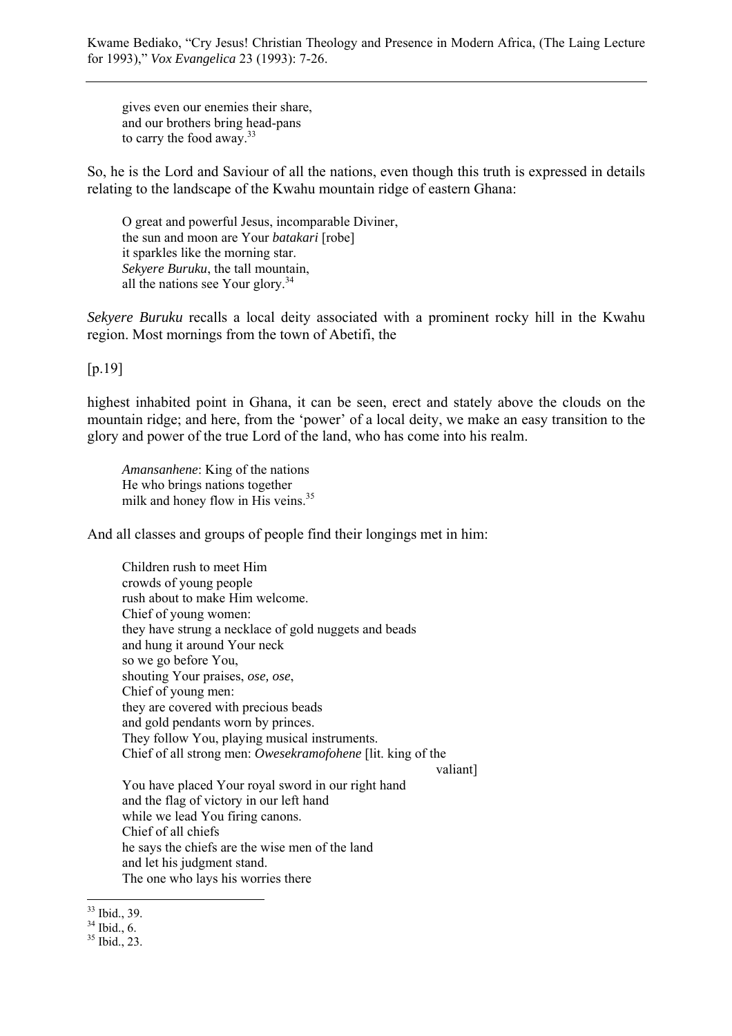gives even our enemies their share,
and our brothers bring head-pans
to carry the food away.[33]

So, he is the Lord and Saviour of all the nations, even though this truth is expressed in details relating to the landscape of the Kwahu mountain ridge of eastern Ghana:

O great and powerful Jesus, incomparable Diviner,
the sun and moon are Your *batakari* [robe]
it sparkles like the morning star.
*Sekyere Buruku*, the tall mountain,
all the nations see Your glory.[34]

*Sekyere Buruku* recalls a local deity associated with a prominent rocky hill in the Kwahu region. Most mornings from the town of Abetifi, the

[p.19]

highest inhabited point in Ghana, it can be seen, erect and stately above the clouds on the mountain ridge; and here, from the 'power' of a local deity, we make an easy transition to the glory and power of the true Lord of the land, who has come into his realm.

*Amansanhene*: King of the nations
He who brings nations together
milk and honey flow in His veins.[35]

And all classes and groups of people find their longings met in him:

Children rush to meet Him
crowds of young people
rush about to make Him welcome.
Chief of young women:
they have strung a necklace of gold nuggets and beads
and hung it around Your neck
so we go before You,
shouting Your praises, *ose, ose*,
Chief of young men:
they are covered with precious beads
and gold pendants worn by princes.
They follow You, playing musical instruments.
Chief of all strong men: *Owesekramofohene* [lit. king of the valiant]
You have placed Your royal sword in our right hand
and the flag of victory in our left hand
while we lead You firing canons.
Chief of all chiefs
he says the chiefs are the wise men of the land
and let his judgment stand.
The one who lays his worries there

---

[33] Ibid., 39.
[34] Ibid., 6.
[35] Ibid., 23.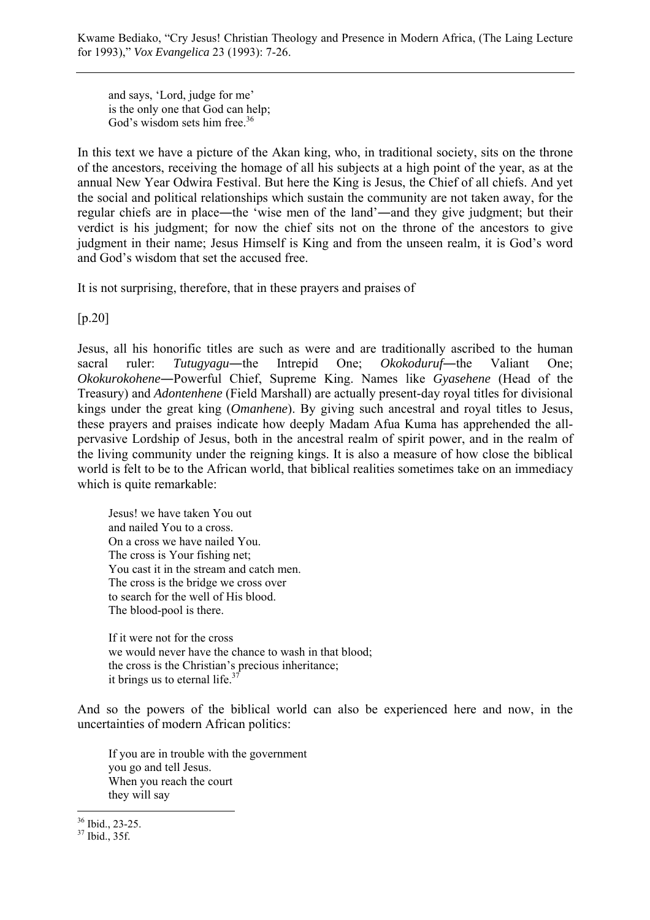and says, 'Lord, judge for me'  
is the only one that God can help;  
God's wisdom sets him free.[36]

In this text we have a picture of the Akan king, who, in traditional society, sits on the throne of the ancestors, receiving the homage of all his subjects at a high point of the year, as at the annual New Year Odwira Festival. But here the King is Jesus, the Chief of all chiefs. And yet the social and political relationships which sustain the community are not taken away, for the regular chiefs are in place―the 'wise men of the land'―and they give judgment; but their verdict is his judgment; for now the chief sits not on the throne of the ancestors to give judgment in their name; Jesus Himself is King and from the unseen realm, it is God's word and God's wisdom that set the accused free.

It is not surprising, therefore, that in these prayers and praises of

[p.20]

Jesus, all his honorific titles are such as were and are traditionally ascribed to the human sacral ruler: *Tutugyagu*―the Intrepid One; *Okokoduruf*―the Valiant One; *Okokurokohene*―Powerful Chief, Supreme King. Names like *Gyasehene* (Head of the Treasury) and *Adontenhene* (Field Marshall) are actually present-day royal titles for divisional kings under the great king (*Omanhene*). By giving such ancestral and royal titles to Jesus, these prayers and praises indicate how deeply Madam Afua Kuma has apprehended the all-pervasive Lordship of Jesus, both in the ancestral realm of spirit power, and in the realm of the living community under the reigning kings. It is also a measure of how close the biblical world is felt to be to the African world, that biblical realities sometimes take on an immediacy which is quite remarkable:

Jesus! we have taken You out  
and nailed You to a cross.  
On a cross we have nailed You.  
The cross is Your fishing net;  
You cast it in the stream and catch men.  
The cross is the bridge we cross over  
to search for the well of His blood.  
The blood-pool is there.

If it were not for the cross  
we would never have the chance to wash in that blood;  
the cross is the Christian's precious inheritance;  
it brings us to eternal life.[37]

And so the powers of the biblical world can also be experienced here and now, in the uncertainties of modern African politics:

If you are in trouble with the government  
you go and tell Jesus.  
When you reach the court  
they will say

[36] Ibid., 23-25.  
[37] Ibid., 35f.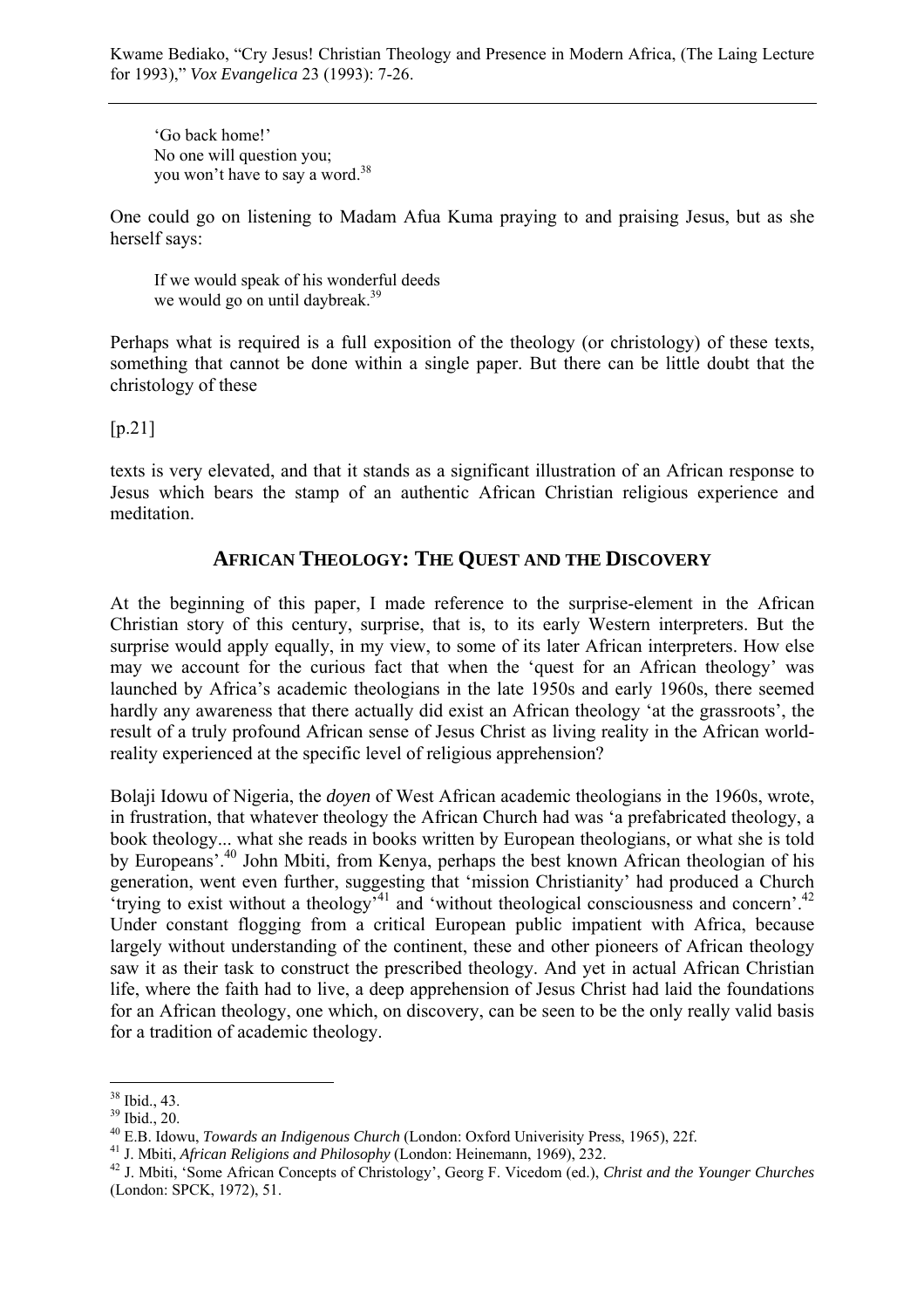'Go back home!'
No one will question you;
you won't have to say a word.[38]

One could go on listening to Madam Afua Kuma praying to and praising Jesus, but as she herself says:

If we would speak of his wonderful deeds
we would go on until daybreak.[39]

Perhaps what is required is a full exposition of the theology (or christology) of these texts, something that cannot be done within a single paper. But there can be little doubt that the christology of these

[p.21]

texts is very elevated, and that it stands as a significant illustration of an African response to Jesus which bears the stamp of an authentic African Christian religious experience and meditation.

## AFRICAN THEOLOGY: THE QUEST AND THE DISCOVERY

At the beginning of this paper, I made reference to the surprise-element in the African Christian story of this century, surprise, that is, to its early Western interpreters. But the surprise would apply equally, in my view, to some of its later African interpreters. How else may we account for the curious fact that when the 'quest for an African theology' was launched by Africa's academic theologians in the late 1950s and early 1960s, there seemed hardly any awareness that there actually did exist an African theology 'at the grassroots', the result of a truly profound African sense of Jesus Christ as living reality in the African world-reality experienced at the specific level of religious apprehension?

Bolaji Idowu of Nigeria, the *doyen* of West African academic theologians in the 1960s, wrote, in frustration, that whatever theology the African Church had was 'a prefabricated theology, a book theology... what she reads in books written by European theologians, or what she is told by Europeans'.[40] John Mbiti, from Kenya, perhaps the best known African theologian of his generation, went even further, suggesting that 'mission Christianity' had produced a Church 'trying to exist without a theology'[41] and 'without theological consciousness and concern'.[42] Under constant flogging from a critical European public impatient with Africa, because largely without understanding of the continent, these and other pioneers of African theology saw it as their task to construct the prescribed theology. And yet in actual African Christian life, where the faith had to live, a deep apprehension of Jesus Christ had laid the foundations for an African theology, one which, on discovery, can be seen to be the only really valid basis for a tradition of academic theology.

---

[38] Ibid., 43.
[39] Ibid., 20.
[40] E.B. Idowu, *Towards an Indigenous Church* (London: Oxford Univerisity Press, 1965), 22f.
[41] J. Mbiti, *African Religions and Philosophy* (London: Heinemann, 1969), 232.
[42] J. Mbiti, 'Some African Concepts of Christology', Georg F. Vicedom (ed.), *Christ and the Younger Churches* (London: SPCK, 1972), 51.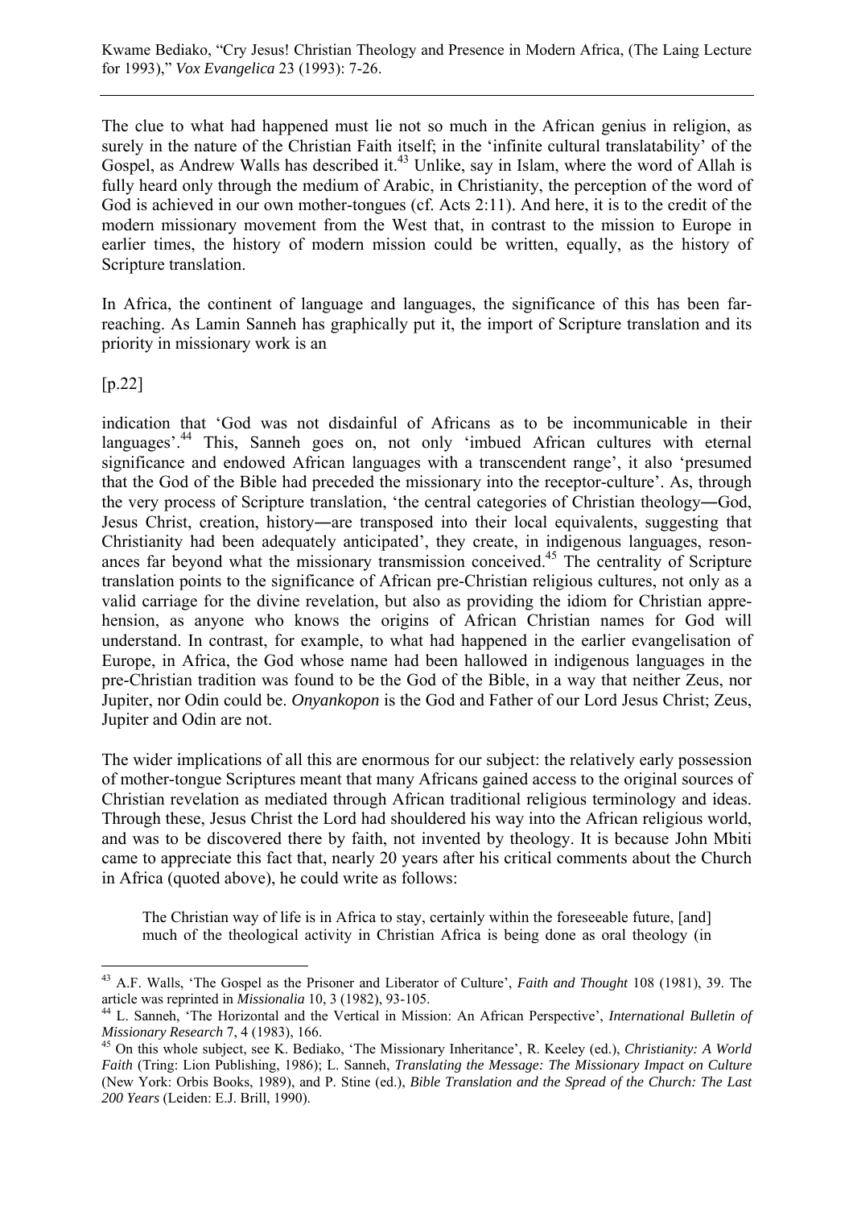The clue to what had happened must lie not so much in the African genius in religion, as surely in the nature of the Christian Faith itself; in the 'infinite cultural translatability' of the Gospel, as Andrew Walls has described it.[43] Unlike, say in Islam, where the word of Allah is fully heard only through the medium of Arabic, in Christianity, the perception of the word of God is achieved in our own mother-tongues (cf. Acts 2:11). And here, it is to the credit of the modern missionary movement from the West that, in contrast to the mission to Europe in earlier times, the history of modern mission could be written, equally, as the history of Scripture translation.

In Africa, the continent of language and languages, the significance of this has been far-reaching. As Lamin Sanneh has graphically put it, the import of Scripture translation and its priority in missionary work is an

[p.22]

indication that 'God was not disdainful of Africans as to be incommunicable in their languages'.[44] This, Sanneh goes on, not only 'imbued African cultures with eternal significance and endowed African languages with a transcendent range', it also 'presumed that the God of the Bible had preceded the missionary into the receptor-culture'. As, through the very process of Scripture translation, 'the central categories of Christian theology―God, Jesus Christ, creation, history―are transposed into their local equivalents, suggesting that Christianity had been adequately anticipated', they create, in indigenous languages, resonances far beyond what the missionary transmission conceived.[45] The centrality of Scripture translation points to the significance of African pre-Christian religious cultures, not only as a valid carriage for the divine revelation, but also as providing the idiom for Christian apprehension, as anyone who knows the origins of African Christian names for God will understand. In contrast, for example, to what had happened in the earlier evangelisation of Europe, in Africa, the God whose name had been hallowed in indigenous languages in the pre-Christian tradition was found to be the God of the Bible, in a way that neither Zeus, nor Jupiter, nor Odin could be. *Onyankopon* is the God and Father of our Lord Jesus Christ; Zeus, Jupiter and Odin are not.

The wider implications of all this are enormous for our subject: the relatively early possession of mother-tongue Scriptures meant that many Africans gained access to the original sources of Christian revelation as mediated through African traditional religious terminology and ideas. Through these, Jesus Christ the Lord had shouldered his way into the African religious world, and was to be discovered there by faith, not invented by theology. It is because John Mbiti came to appreciate this fact that, nearly 20 years after his critical comments about the Church in Africa (quoted above), he could write as follows:

> The Christian way of life is in Africa to stay, certainly within the foreseeable future, [and] much of the theological activity in Christian Africa is being done as oral theology (in

---

[43] A.F. Walls, 'The Gospel as the Prisoner and Liberator of Culture', *Faith and Thought* 108 (1981), 39. The article was reprinted in *Missionalia* 10, 3 (1982), 93-105.

[44] L. Sanneh, 'The Horizontal and the Vertical in Mission: An African Perspective', *International Bulletin of Missionary Research* 7, 4 (1983), 166.

[45] On this whole subject, see K. Bediako, 'The Missionary Inheritance', R. Keeley (ed.), *Christianity: A World Faith* (Tring: Lion Publishing, 1986); L. Sanneh, *Translating the Message: The Missionary Impact on Culture* (New York: Orbis Books, 1989), and P. Stine (ed.), *Bible Translation and the Spread of the Church: The Last 200 Years* (Leiden: E.J. Brill, 1990).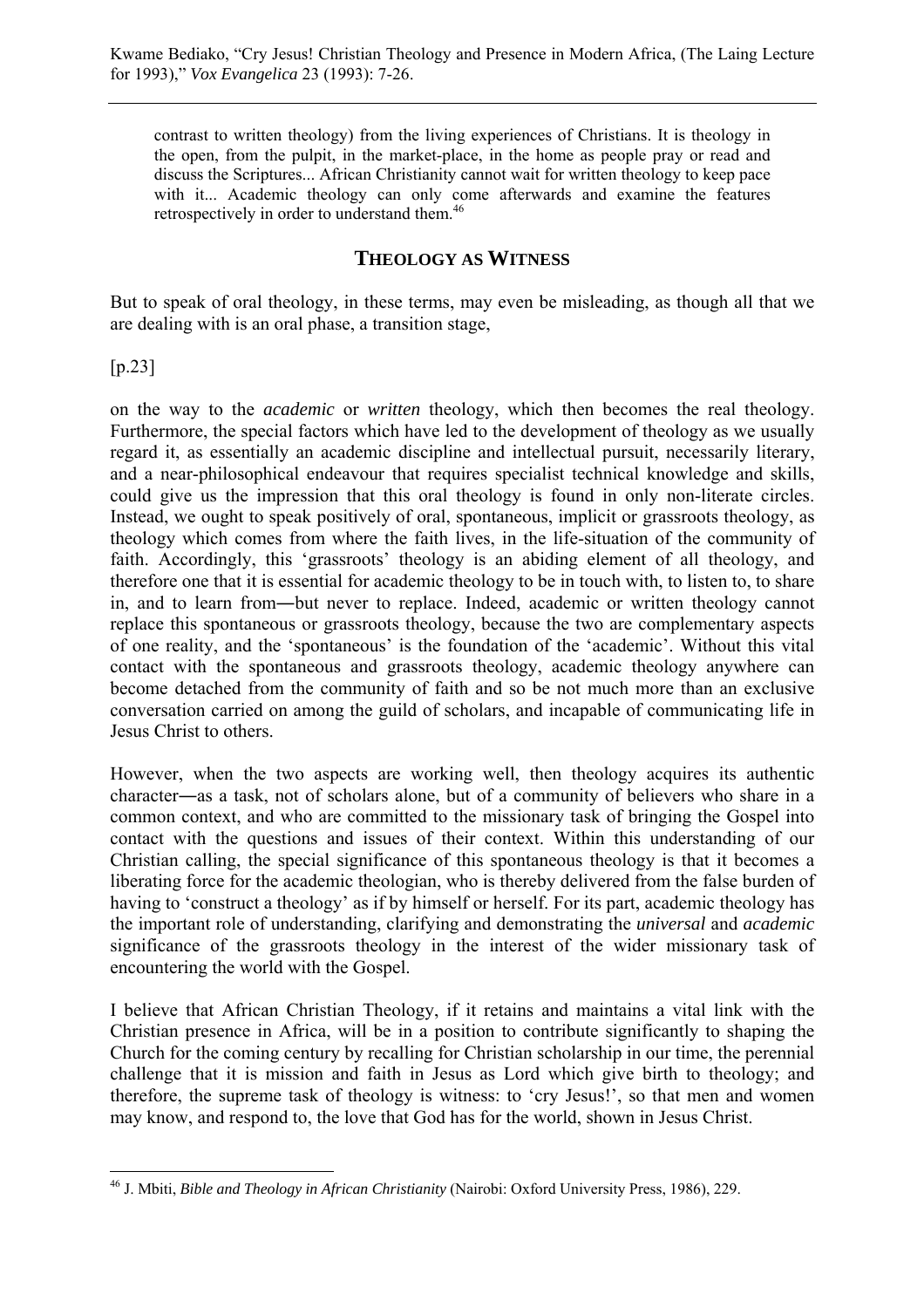> contrast to written theology) from the living experiences of Christians. It is theology in the open, from the pulpit, in the market-place, in the home as people pray or read and discuss the Scriptures... African Christianity cannot wait for written theology to keep pace with it... Academic theology can only come afterwards and examine the features retrospectively in order to understand them.[46]

## THEOLOGY AS WITNESS

But to speak of oral theology, in these terms, may even be misleading, as though all that we are dealing with is an oral phase, a transition stage,

[p.23]

on the way to the *academic* or *written* theology, which then becomes the real theology. Furthermore, the special factors which have led to the development of theology as we usually regard it, as essentially an academic discipline and intellectual pursuit, necessarily literary, and a near-philosophical endeavour that requires specialist technical knowledge and skills, could give us the impression that this oral theology is found in only non-literate circles. Instead, we ought to speak positively of oral, spontaneous, implicit or grassroots theology, as theology which comes from where the faith lives, in the life-situation of the community of faith. Accordingly, this 'grassroots' theology is an abiding element of all theology, and therefore one that it is essential for academic theology to be in touch with, to listen to, to share in, and to learn from―but never to replace. Indeed, academic or written theology cannot replace this spontaneous or grassroots theology, because the two are complementary aspects of one reality, and the 'spontaneous' is the foundation of the 'academic'. Without this vital contact with the spontaneous and grassroots theology, academic theology anywhere can become detached from the community of faith and so be not much more than an exclusive conversation carried on among the guild of scholars, and incapable of communicating life in Jesus Christ to others.

However, when the two aspects are working well, then theology acquires its authentic character―as a task, not of scholars alone, but of a community of believers who share in a common context, and who are committed to the missionary task of bringing the Gospel into contact with the questions and issues of their context. Within this understanding of our Christian calling, the special significance of this spontaneous theology is that it becomes a liberating force for the academic theologian, who is thereby delivered from the false burden of having to 'construct a theology' as if by himself or herself. For its part, academic theology has the important role of understanding, clarifying and demonstrating the *universal* and *academic* significance of the grassroots theology in the interest of the wider missionary task of encountering the world with the Gospel.

I believe that African Christian Theology, if it retains and maintains a vital link with the Christian presence in Africa, will be in a position to contribute significantly to shaping the Church for the coming century by recalling for Christian scholarship in our time, the perennial challenge that it is mission and faith in Jesus as Lord which give birth to theology; and therefore, the supreme task of theology is witness: to 'cry Jesus!', so that men and women may know, and respond to, the love that God has for the world, shown in Jesus Christ.

---

[46] J. Mbiti, *Bible and Theology in African Christianity* (Nairobi: Oxford University Press, 1986), 229.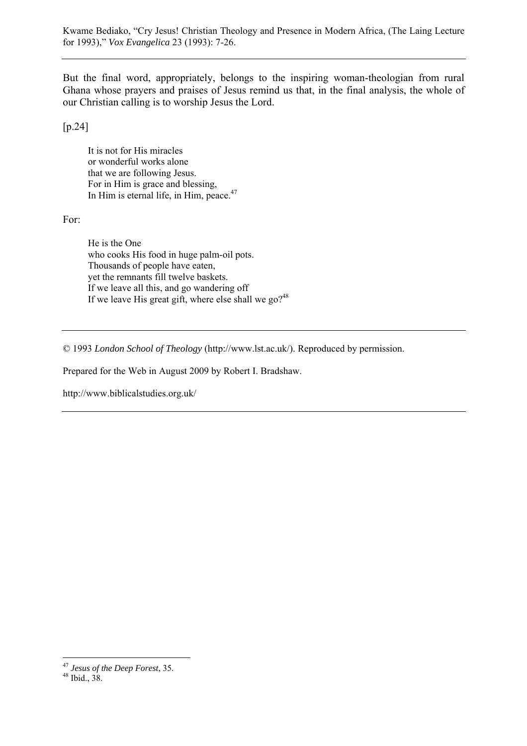But the final word, appropriately, belongs to the inspiring woman-theologian from rural Ghana whose prayers and praises of Jesus remind us that, in the final analysis, the whole of our Christian calling is to worship Jesus the Lord.

[p.24]

> It is not for His miracles
> or wonderful works alone
> that we are following Jesus.
> For in Him is grace and blessing,
> In Him is eternal life, in Him, peace.[47]

For:

> He is the One
> who cooks His food in huge palm-oil pots.
> Thousands of people have eaten,
> yet the remnants fill twelve baskets.
> If we leave all this, and go wandering off
> If we leave His great gift, where else shall we go?[48]

---

© 1993 *London School of Theology* (http://www.lst.ac.uk/). Reproduced by permission.

Prepared for the Web in August 2009 by Robert I. Bradshaw.

http://www.biblicalstudies.org.uk/

---

[47] *Jesus of the Deep Forest*, 35.
[48] Ibid., 38.